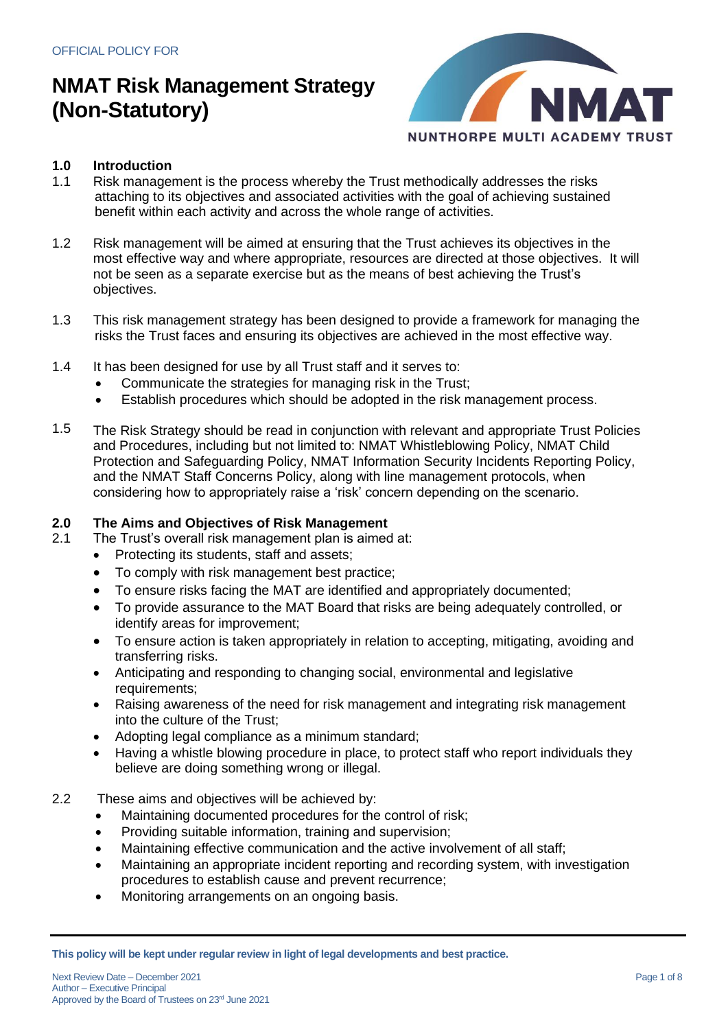OFFICIAL POLICY FOR

# NMAT Risk Management Strategy (Non-Statutory)

NUNTHORPE MULTI ACADEMY TRUST

## 1.0 Introduction

1.1 Risk management is the process whereby the Trust methodically addresses the risks attaching to its objectives and associated activities with the goal of achieving sustained benefit within each activity and across the whole range of activities.

1.2 Risk management will be aimed at ensuring that the Trust achieves its objectives in the most effective way and where appropriate, resources are directed at those objectives. It will not be seen as a separate exercise but as the means of best achieving the Trust's objectives.

1.3 This risk management strategy has been designed to provide a framework for managing the risks the Trust faces and ensuring its objectives are achieved in the most effective way.

1.4 It has been designed for use by all Trust staff and it serves to:

- Communicate the strategies for managing risk in the Trust;
- Establish procedures which should be adopted in the risk management process.

1.5 The Risk Strategy should be read in conjunction with relevant and appropriate Trust Policies and Procedures, including but not limited to: NMAT Whistleblowing Policy, NMAT Child Protection and Safeguarding Policy, NMAT Information Security Incidents Reporting Policy, and the NMAT Staff Concerns Policy, along with line management protocols, when considering how to appropriately raise a 'risk' concern depending on the scenario.

## 2.0 The Aims and Objectives of Risk Management

2.1 The Trust's overall risk management plan is aimed at:

- Protecting its students, staff and assets;
- To comply with risk management best practice;
- To ensure risks facing the MAT are identified and appropriately documented;
- To provide assurance to the MAT Board that risks are being adequately controlled, or identify areas for improvement;
- To ensure action is taken appropriately in relation to accepting, mitigating, avoiding and transferring risks.
- Anticipating and responding to changing social, environmental and legislative requirements;
- Raising awareness of the need for risk management and integrating risk management into the culture of the Trust;
- Adopting legal compliance as a minimum standard;
- Having a whistle blowing procedure in place, to protect staff who report individuals they believe are doing something wrong or illegal.

2.2 These aims and objectives will be achieved by:

- Maintaining documented procedures for the control of risk;
- Providing suitable information, training and supervision;
- Maintaining effective communication and the active involvement of all staff;
- Maintaining an appropriate incident reporting and recording system, with investigation procedures to establish cause and prevent recurrence;
- Monitoring arrangements on an ongoing basis.

**This policy will be kept under regular review in light of legal developments and best practice.**

Next Review Date – December 2021
Author – Executive Principal
Approved by the Board of Trustees on 23rd June 2021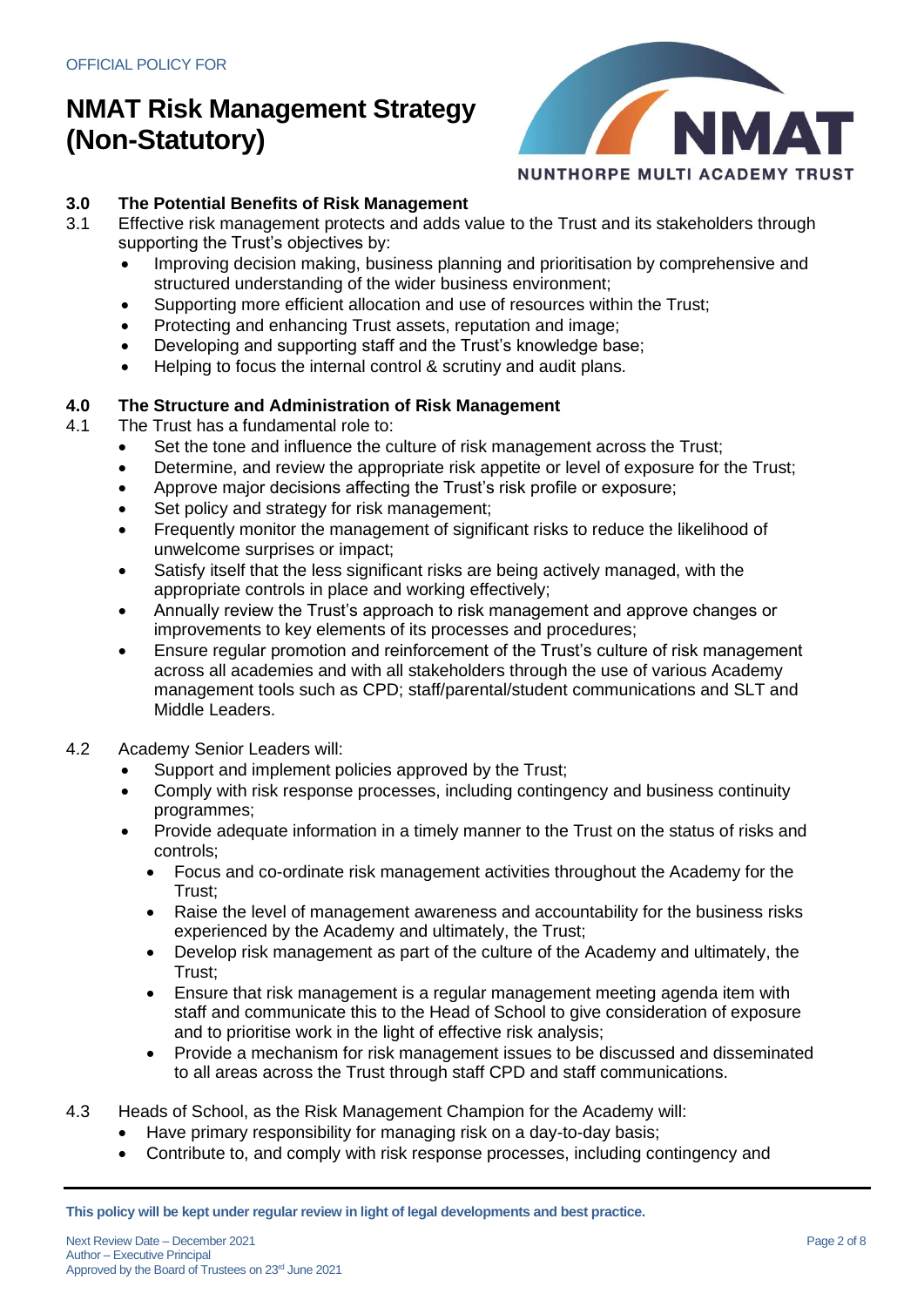### 3.0 The Potential Benefits of Risk Management

3.1 Effective risk management protects and adds value to the Trust and its stakeholders through supporting the Trust's objectives by:

- Improving decision making, business planning and prioritisation by comprehensive and structured understanding of the wider business environment;
- Supporting more efficient allocation and use of resources within the Trust;
- Protecting and enhancing Trust assets, reputation and image;
- Developing and supporting staff and the Trust's knowledge base;
- Helping to focus the internal control & scrutiny and audit plans.

### 4.0 The Structure and Administration of Risk Management

4.1 The Trust has a fundamental role to:

- Set the tone and influence the culture of risk management across the Trust;
- Determine, and review the appropriate risk appetite or level of exposure for the Trust;
- Approve major decisions affecting the Trust's risk profile or exposure;
- Set policy and strategy for risk management;
- Frequently monitor the management of significant risks to reduce the likelihood of unwelcome surprises or impact;
- Satisfy itself that the less significant risks are being actively managed, with the appropriate controls in place and working effectively;
- Annually review the Trust's approach to risk management and approve changes or improvements to key elements of its processes and procedures;
- Ensure regular promotion and reinforcement of the Trust's culture of risk management across all academies and with all stakeholders through the use of various Academy management tools such as CPD; staff/parental/student communications and SLT and Middle Leaders.

4.2 Academy Senior Leaders will:

- Support and implement policies approved by the Trust;
- Comply with risk response processes, including contingency and business continuity programmes;
- Provide adequate information in a timely manner to the Trust on the status of risks and controls;
  - Focus and co-ordinate risk management activities throughout the Academy for the Trust;
  - Raise the level of management awareness and accountability for the business risks experienced by the Academy and ultimately, the Trust;
  - Develop risk management as part of the culture of the Academy and ultimately, the Trust;
  - Ensure that risk management is a regular management meeting agenda item with staff and communicate this to the Head of School to give consideration of exposure and to prioritise work in the light of effective risk analysis;
  - Provide a mechanism for risk management issues to be discussed and disseminated to all areas across the Trust through staff CPD and staff communications.

4.3 Heads of School, as the Risk Management Champion for the Academy will:

- Have primary responsibility for managing risk on a day-to-day basis;
- Contribute to, and comply with risk response processes, including contingency and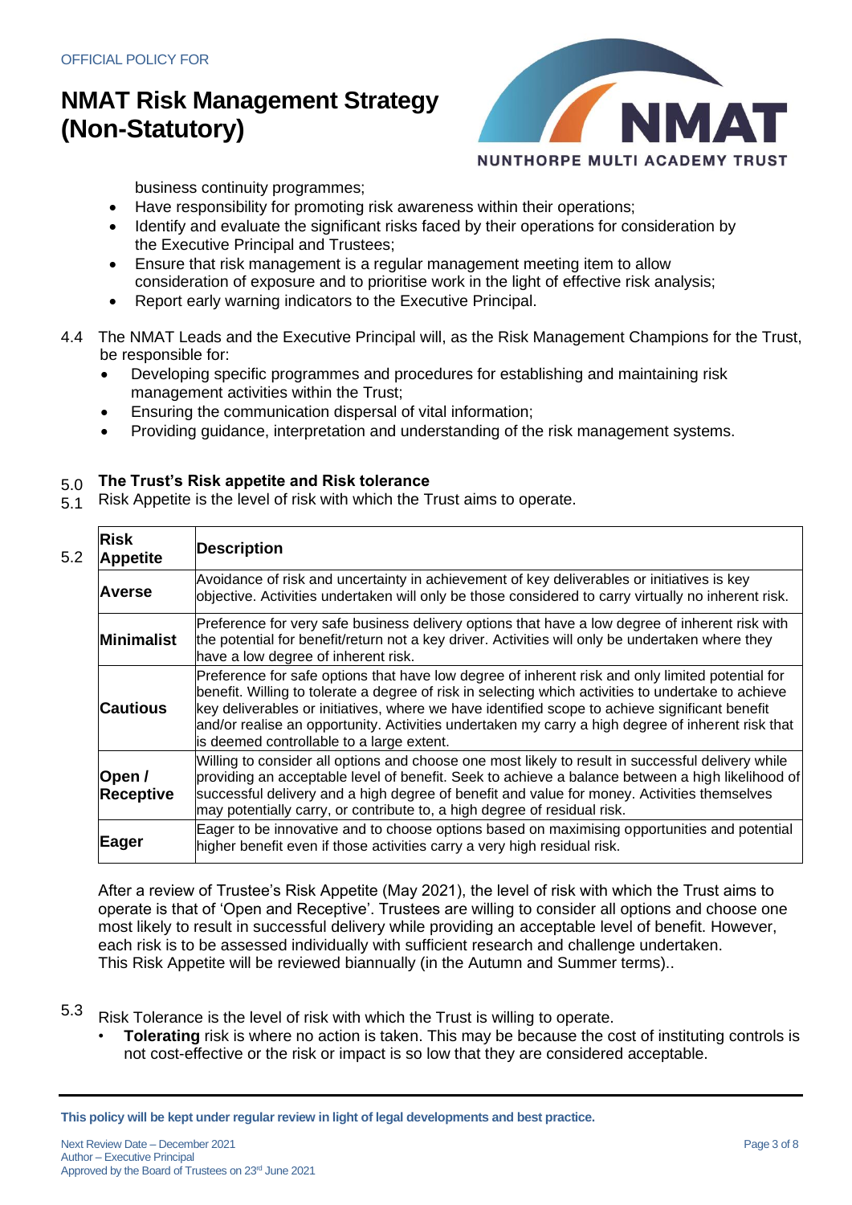business continuity programmes;

- Have responsibility for promoting risk awareness within their operations;
- Identify and evaluate the significant risks faced by their operations for consideration by the Executive Principal and Trustees;
- Ensure that risk management is a regular management meeting item to allow consideration of exposure and to prioritise work in the light of effective risk analysis;
- Report early warning indicators to the Executive Principal.

4.4 The NMAT Leads and the Executive Principal will, as the Risk Management Champions for the Trust, be responsible for:

- Developing specific programmes and procedures for establishing and maintaining risk management activities within the Trust;
- Ensuring the communication dispersal of vital information;
- Providing guidance, interpretation and understanding of the risk management systems.

## 5.0 The Trust's Risk appetite and Risk tolerance

5.1 Risk Appetite is the level of risk with which the Trust aims to operate.

5.2

| Risk Appetite | Description |
|---|---|
| **Averse** | Avoidance of risk and uncertainty in achievement of key deliverables or initiatives is key objective. Activities undertaken will only be those considered to carry virtually no inherent risk. |
| **Minimalist** | Preference for very safe business delivery options that have a low degree of inherent risk with the potential for benefit/return not a key driver. Activities will only be undertaken where they have a low degree of inherent risk. |
| **Cautious** | Preference for safe options that have low degree of inherent risk and only limited potential for benefit. Willing to tolerate a degree of risk in selecting which activities to undertake to achieve key deliverables or initiatives, where we have identified scope to achieve significant benefit and/or realise an opportunity. Activities undertaken my carry a high degree of inherent risk that is deemed controllable to a large extent. |
| **Open / Receptive** | Willing to consider all options and choose one most likely to result in successful delivery while providing an acceptable level of benefit. Seek to achieve a balance between a high likelihood of successful delivery and a high degree of benefit and value for money. Activities themselves may potentially carry, or contribute to, a high degree of residual risk. |
| **Eager** | Eager to be innovative and to choose options based on maximising opportunities and potential higher benefit even if those activities carry a very high residual risk. |

After a review of Trustee's Risk Appetite (May 2021), the level of risk with which the Trust aims to operate is that of 'Open and Receptive'. Trustees are willing to consider all options and choose one most likely to result in successful delivery while providing an acceptable level of benefit. However, each risk is to be assessed individually with sufficient research and challenge undertaken. This Risk Appetite will be reviewed biannually (in the Autumn and Summer terms)..

5.3 Risk Tolerance is the level of risk with which the Trust is willing to operate.

- **Tolerating** risk is where no action is taken. This may be because the cost of instituting controls is not cost-effective or the risk or impact is so low that they are considered acceptable.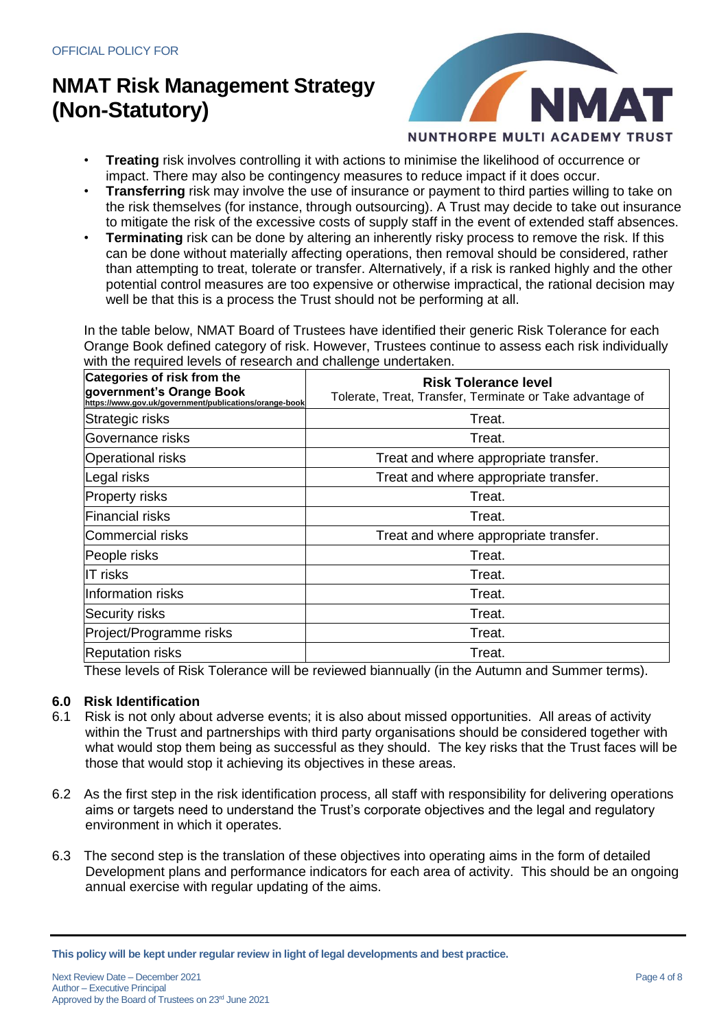- **Treating** risk involves controlling it with actions to minimise the likelihood of occurrence or impact. There may also be contingency measures to reduce impact if it does occur.
- **Transferring** risk may involve the use of insurance or payment to third parties willing to take on the risk themselves (for instance, through outsourcing). A Trust may decide to take out insurance to mitigate the risk of the excessive costs of supply staff in the event of extended staff absences.
- **Terminating** risk can be done by altering an inherently risky process to remove the risk. If this can be done without materially affecting operations, then removal should be considered, rather than attempting to treat, tolerate or transfer. Alternatively, if a risk is ranked highly and the other potential control measures are too expensive or otherwise impractical, the rational decision may well be that this is a process the Trust should not be performing at all.

In the table below, NMAT Board of Trustees have identified their generic Risk Tolerance for each Orange Book defined category of risk. However, Trustees continue to assess each risk individually with the required levels of research and challenge undertaken.

| **Categories of risk from the government's Orange Book** https://www.gov.uk/government/publications/orange-book | **Risk Tolerance level** Tolerate, Treat, Transfer, Terminate or Take advantage of |
|---|---|
| Strategic risks | Treat. |
| Governance risks | Treat. |
| Operational risks | Treat and where appropriate transfer. |
| Legal risks | Treat and where appropriate transfer. |
| Property risks | Treat. |
| Financial risks | Treat. |
| Commercial risks | Treat and where appropriate transfer. |
| People risks | Treat. |
| IT risks | Treat. |
| Information risks | Treat. |
| Security risks | Treat. |
| Project/Programme risks | Treat. |
| Reputation risks | Treat. |

These levels of Risk Tolerance will be reviewed biannually (in the Autumn and Summer terms).

## 6.0 Risk Identification

6.1 Risk is not only about adverse events; it is also about missed opportunities. All areas of activity within the Trust and partnerships with third party organisations should be considered together with what would stop them being as successful as they should. The key risks that the Trust faces will be those that would stop it achieving its objectives in these areas.

6.2 As the first step in the risk identification process, all staff with responsibility for delivering operations aims or targets need to understand the Trust's corporate objectives and the legal and regulatory environment in which it operates.

6.3 The second step is the translation of these objectives into operating aims in the form of detailed Development plans and performance indicators for each area of activity. This should be an ongoing annual exercise with regular updating of the aims.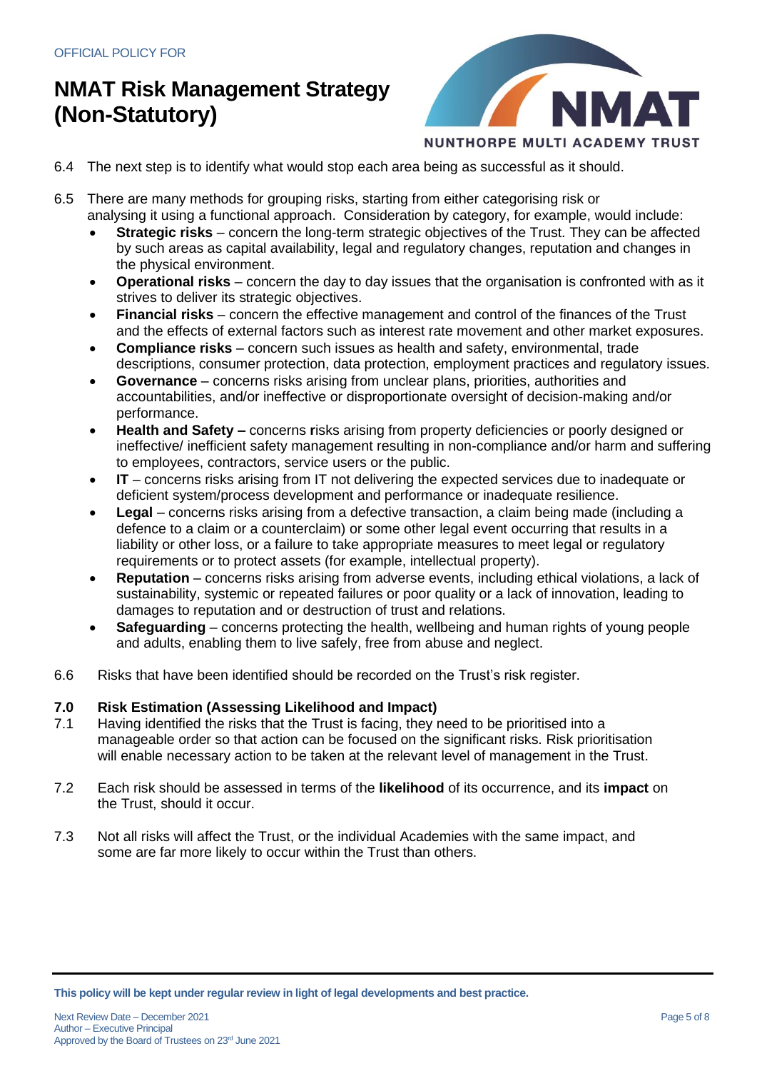6.4 The next step is to identify what would stop each area being as successful as it should.

6.5 There are many methods for grouping risks, starting from either categorising risk or analysing it using a functional approach. Consideration by category, for example, would include:

- **Strategic risks** – concern the long-term strategic objectives of the Trust. They can be affected by such areas as capital availability, legal and regulatory changes, reputation and changes in the physical environment.
- **Operational risks** – concern the day to day issues that the organisation is confronted with as it strives to deliver its strategic objectives.
- **Financial risks** – concern the effective management and control of the finances of the Trust and the effects of external factors such as interest rate movement and other market exposures.
- **Compliance risks** – concern such issues as health and safety, environmental, trade descriptions, consumer protection, data protection, employment practices and regulatory issues.
- **Governance** – concerns risks arising from unclear plans, priorities, authorities and accountabilities, and/or ineffective or disproportionate oversight of decision-making and/or performance.
- **Health and Safety –** concerns **r**isks arising from property deficiencies or poorly designed or ineffective/ inefficient safety management resulting in non-compliance and/or harm and suffering to employees, contractors, service users or the public.
- **IT** – concerns risks arising from IT not delivering the expected services due to inadequate or deficient system/process development and performance or inadequate resilience.
- **Legal** – concerns risks arising from a defective transaction, a claim being made (including a defence to a claim or a counterclaim) or some other legal event occurring that results in a liability or other loss, or a failure to take appropriate measures to meet legal or regulatory requirements or to protect assets (for example, intellectual property).
- **Reputation** – concerns risks arising from adverse events, including ethical violations, a lack of sustainability, systemic or repeated failures or poor quality or a lack of innovation, leading to damages to reputation and or destruction of trust and relations.
- **Safeguarding** – concerns protecting the health, wellbeing and human rights of young people and adults, enabling them to live safely, free from abuse and neglect.

6.6 Risks that have been identified should be recorded on the Trust's risk register.

## 7.0 Risk Estimation (Assessing Likelihood and Impact)

7.1 Having identified the risks that the Trust is facing, they need to be prioritised into a manageable order so that action can be focused on the significant risks. Risk prioritisation will enable necessary action to be taken at the relevant level of management in the Trust.

7.2 Each risk should be assessed in terms of the **likelihood** of its occurrence, and its **impact** on the Trust, should it occur.

7.3 Not all risks will affect the Trust, or the individual Academies with the same impact, and some are far more likely to occur within the Trust than others.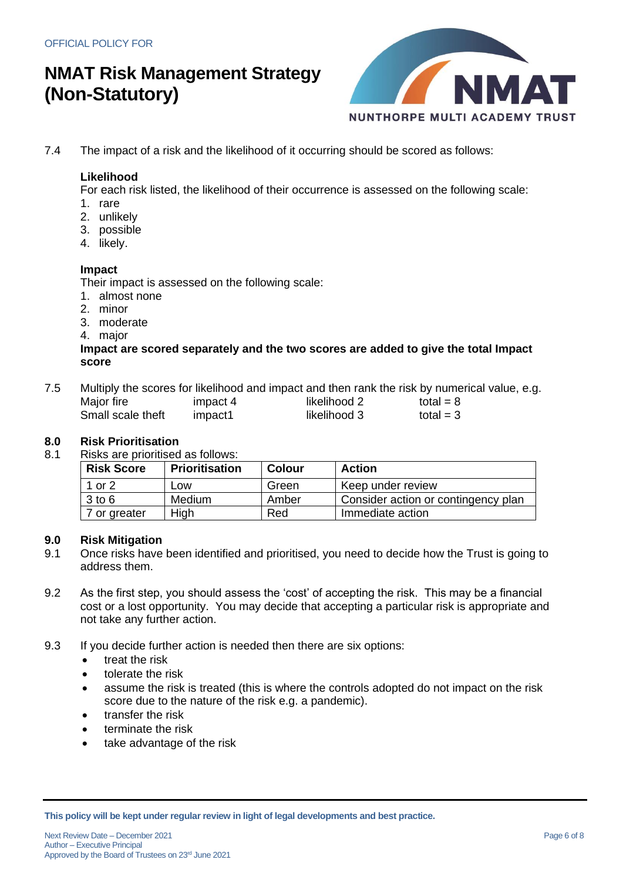7.4 The impact of a risk and the likelihood of it occurring should be scored as follows:

**Likelihood**
For each risk listed, the likelihood of their occurrence is assessed on the following scale:

1. rare
2. unlikely
3. possible
4. likely.

**Impact**
Their impact is assessed on the following scale:

1. almost none
2. minor
3. moderate
4. major

**Impact are scored separately and the two scores are added to give the total Impact score**

7.5 Multiply the scores for likelihood and impact and then rank the risk by numerical value, e.g.

| | | | |
|---|---|---|---|
| Major fire | impact 4 | likelihood 2 | total = 8 |
| Small scale theft | impact1 | likelihood 3 | total = 3 |

## 8.0 Risk Prioritisation

8.1 Risks are prioritised as follows:

| Risk Score | Prioritisation | Colour | Action |
|---|---|---|---|
| 1 or 2 | Low | Green | Keep under review |
| 3 to 6 | Medium | Amber | Consider action or contingency plan |
| 7 or greater | High | Red | Immediate action |

## 9.0 Risk Mitigation

9.1 Once risks have been identified and prioritised, you need to decide how the Trust is going to address them.

9.2 As the first step, you should assess the 'cost' of accepting the risk. This may be a financial cost or a lost opportunity. You may decide that accepting a particular risk is appropriate and not take any further action.

9.3 If you decide further action is needed then there are six options:

- treat the risk
- tolerate the risk
- assume the risk is treated (this is where the controls adopted do not impact on the risk score due to the nature of the risk e.g. a pandemic).
- transfer the risk
- terminate the risk
- take advantage of the risk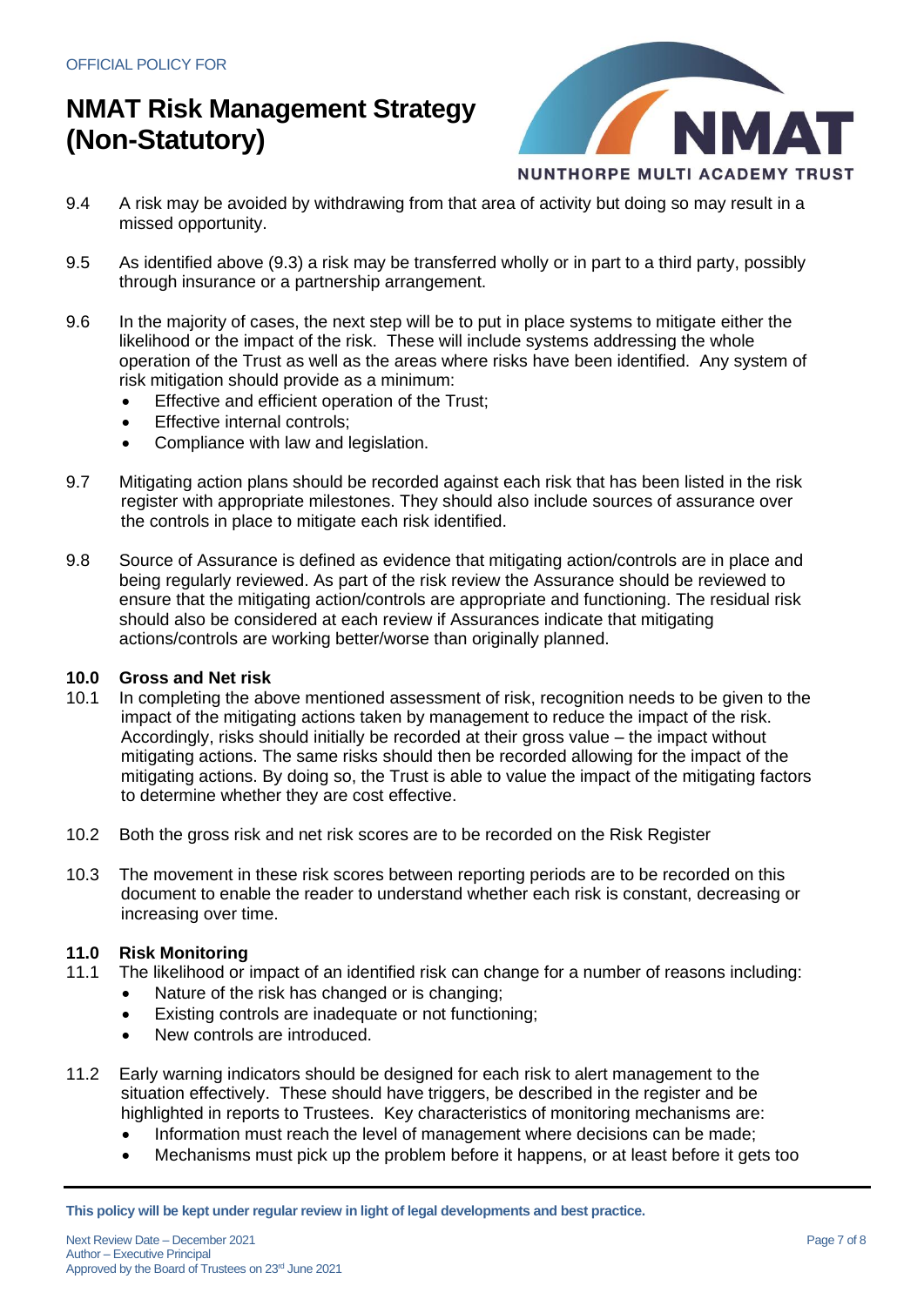9.4 A risk may be avoided by withdrawing from that area of activity but doing so may result in a missed opportunity.

9.5 As identified above (9.3) a risk may be transferred wholly or in part to a third party, possibly through insurance or a partnership arrangement.

9.6 In the majority of cases, the next step will be to put in place systems to mitigate either the likelihood or the impact of the risk. These will include systems addressing the whole operation of the Trust as well as the areas where risks have been identified. Any system of risk mitigation should provide as a minimum:

- Effective and efficient operation of the Trust;
- Effective internal controls;
- Compliance with law and legislation.

9.7 Mitigating action plans should be recorded against each risk that has been listed in the risk register with appropriate milestones. They should also include sources of assurance over the controls in place to mitigate each risk identified.

9.8 Source of Assurance is defined as evidence that mitigating action/controls are in place and being regularly reviewed. As part of the risk review the Assurance should be reviewed to ensure that the mitigating action/controls are appropriate and functioning. The residual risk should also be considered at each review if Assurances indicate that mitigating actions/controls are working better/worse than originally planned.

## 10.0 Gross and Net risk

10.1 In completing the above mentioned assessment of risk, recognition needs to be given to the impact of the mitigating actions taken by management to reduce the impact of the risk. Accordingly, risks should initially be recorded at their gross value – the impact without mitigating actions. The same risks should then be recorded allowing for the impact of the mitigating actions. By doing so, the Trust is able to value the impact of the mitigating factors to determine whether they are cost effective.

10.2 Both the gross risk and net risk scores are to be recorded on the Risk Register

10.3 The movement in these risk scores between reporting periods are to be recorded on this document to enable the reader to understand whether each risk is constant, decreasing or increasing over time.

## 11.0 Risk Monitoring

11.1 The likelihood or impact of an identified risk can change for a number of reasons including:

- Nature of the risk has changed or is changing;
- Existing controls are inadequate or not functioning;
- New controls are introduced.

11.2 Early warning indicators should be designed for each risk to alert management to the situation effectively. These should have triggers, be described in the register and be highlighted in reports to Trustees. Key characteristics of monitoring mechanisms are:

- Information must reach the level of management where decisions can be made;
- Mechanisms must pick up the problem before it happens, or at least before it gets too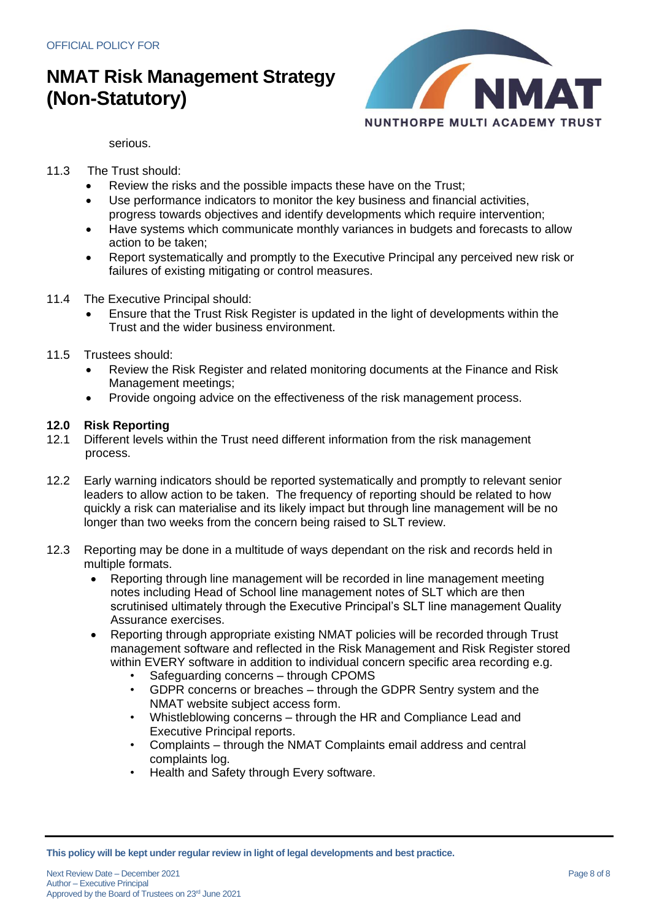serious.

11.3 The Trust should:

- Review the risks and the possible impacts these have on the Trust;
- Use performance indicators to monitor the key business and financial activities, progress towards objectives and identify developments which require intervention;
- Have systems which communicate monthly variances in budgets and forecasts to allow action to be taken;
- Report systematically and promptly to the Executive Principal any perceived new risk or failures of existing mitigating or control measures.

11.4 The Executive Principal should:

- Ensure that the Trust Risk Register is updated in the light of developments within the Trust and the wider business environment.

11.5 Trustees should:

- Review the Risk Register and related monitoring documents at the Finance and Risk Management meetings;
- Provide ongoing advice on the effectiveness of the risk management process.

## 12.0 Risk Reporting

12.1 Different levels within the Trust need different information from the risk management process.

12.2 Early warning indicators should be reported systematically and promptly to relevant senior leaders to allow action to be taken. The frequency of reporting should be related to how quickly a risk can materialise and its likely impact but through line management will be no longer than two weeks from the concern being raised to SLT review.

12.3 Reporting may be done in a multitude of ways dependant on the risk and records held in multiple formats.

- Reporting through line management will be recorded in line management meeting notes including Head of School line management notes of SLT which are then scrutinised ultimately through the Executive Principal's SLT line management Quality Assurance exercises.
- Reporting through appropriate existing NMAT policies will be recorded through Trust management software and reflected in the Risk Management and Risk Register stored within EVERY software in addition to individual concern specific area recording e.g.
    - Safeguarding concerns – through CPOMS
    - GDPR concerns or breaches – through the GDPR Sentry system and the NMAT website subject access form.
    - Whistleblowing concerns – through the HR and Compliance Lead and Executive Principal reports.
    - Complaints – through the NMAT Complaints email address and central complaints log.
    - Health and Safety through Every software.